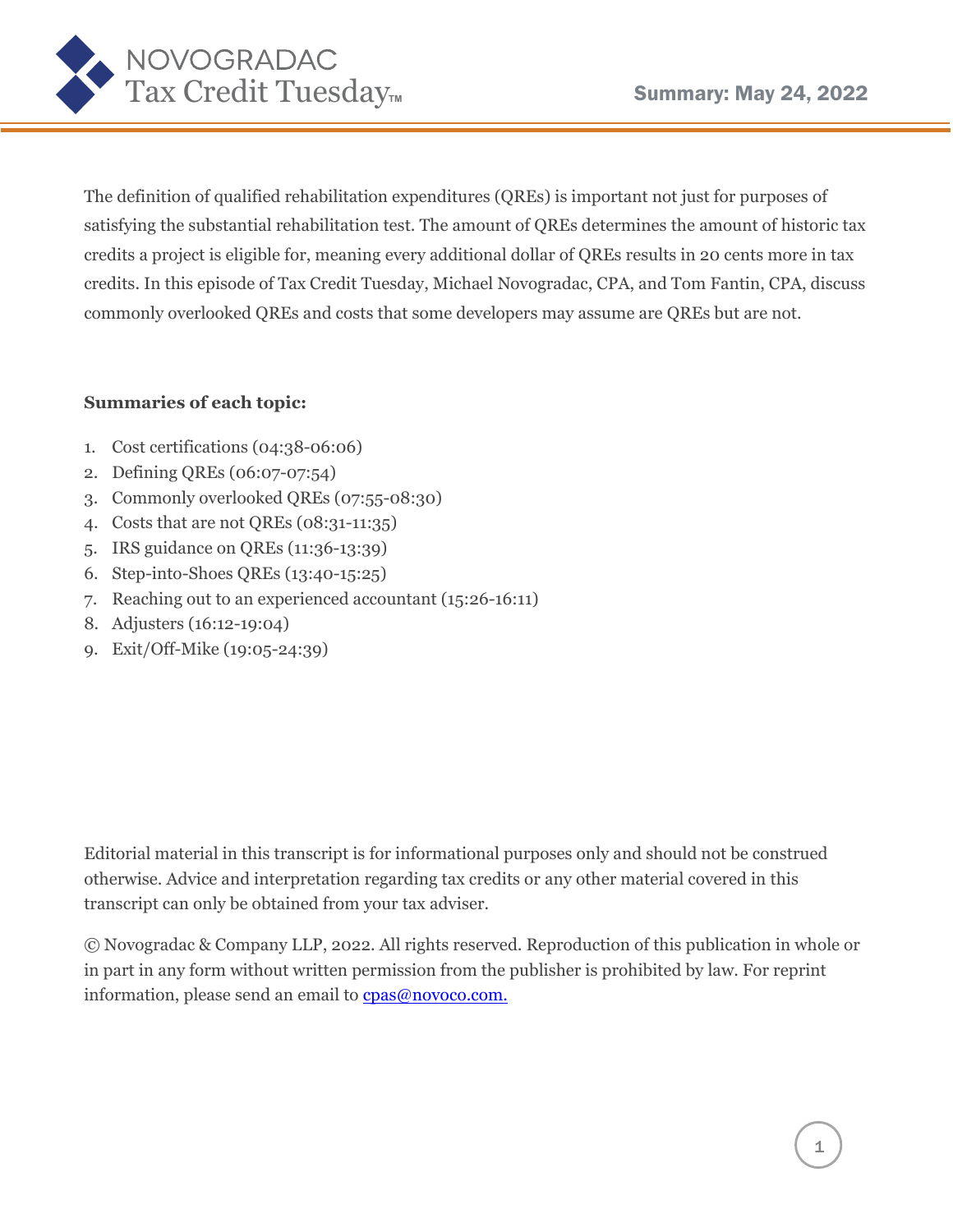# Novogradac Tax Credit Tuesday

## Summary: May 24, 2022

The definition of qualified rehabilitation expenditures (QREs) is important not just for purposes of satisfying the substantial rehabilitation test. The amount of QREs determines the amount of historic tax credits a project is eligible for, meaning every additional dollar of QREs results in 20 cents more in tax credits. In this episode of Tax Credit Tuesday, Michael Novogradac, CPA, and Tom Fantin, CPA, discuss commonly overlooked QREs and costs that some developers may assume are QREs but are not.

**Summaries of each topic:**

1. Cost certifications (04:38-06:06)
2. Defining QREs (06:07-07:54)
3. Commonly overlooked QREs (07:55-08:30)
4. Costs that are not QREs (08:31-11:35)
5. IRS guidance on QREs (11:36-13:39)
6. Step-into-Shoes QREs (13:40-15:25)
7. Reaching out to an experienced accountant (15:26-16:11)
8. Adjusters (16:12-19:04)
9. Exit/Off-Mike (19:05-24:39)

Editorial material in this transcript is for informational purposes only and should not be construed otherwise. Advice and interpretation regarding tax credits or any other material covered in this transcript can only be obtained from your tax adviser.

© Novogradac & Company LLP, 2022. All rights reserved. Reproduction of this publication in whole or in part in any form without written permission from the publisher is prohibited by law. For reprint information, please send an email to cpas@novoco.com.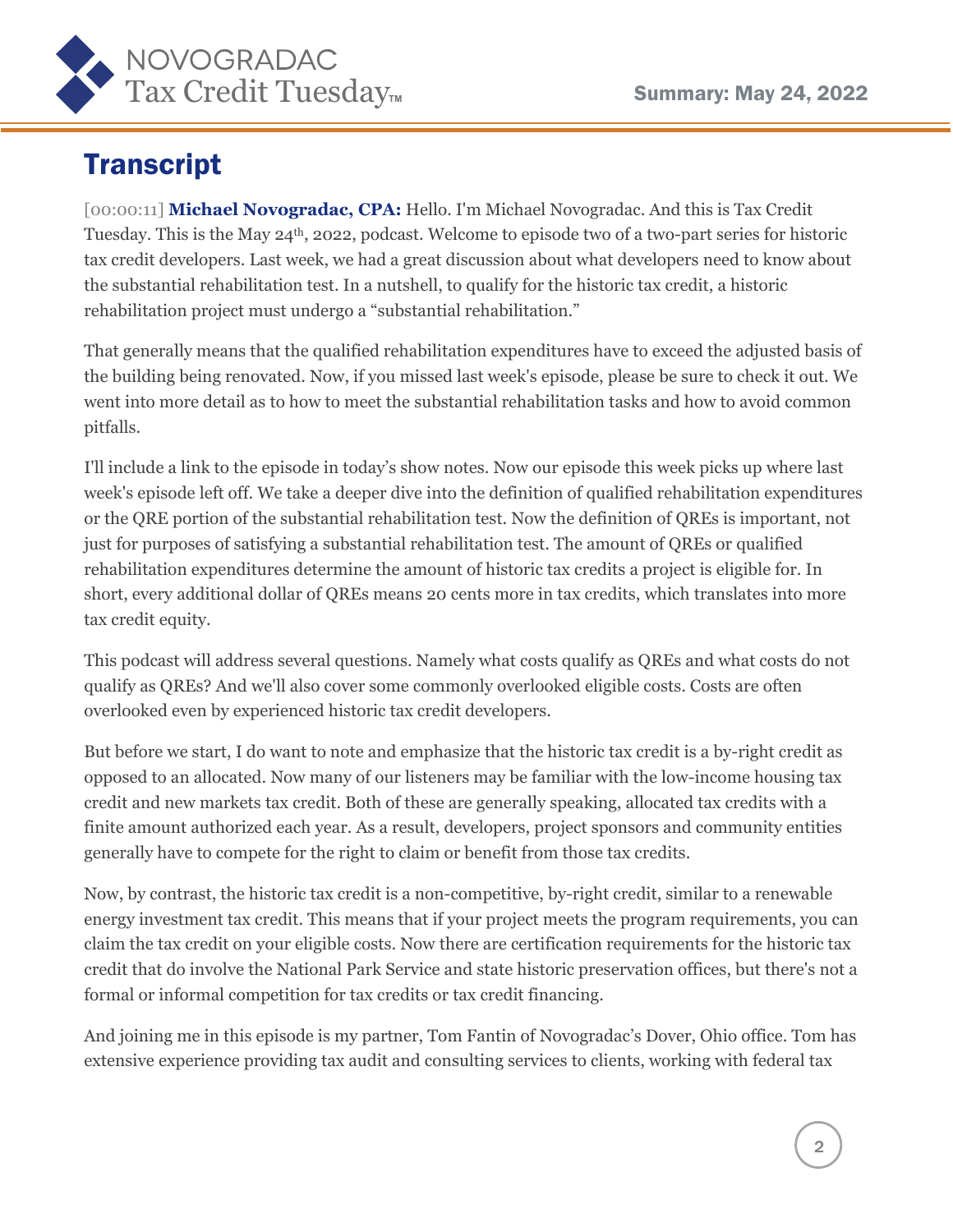## Transcript

[00:00:11] **Michael Novogradac, CPA:** Hello. I'm Michael Novogradac. And this is Tax Credit Tuesday. This is the May 24th, 2022, podcast. Welcome to episode two of a two-part series for historic tax credit developers. Last week, we had a great discussion about what developers need to know about the substantial rehabilitation test. In a nutshell, to qualify for the historic tax credit, a historic rehabilitation project must undergo a "substantial rehabilitation."

That generally means that the qualified rehabilitation expenditures have to exceed the adjusted basis of the building being renovated. Now, if you missed last week's episode, please be sure to check it out. We went into more detail as to how to meet the substantial rehabilitation tasks and how to avoid common pitfalls.

I'll include a link to the episode in today's show notes. Now our episode this week picks up where last week's episode left off. We take a deeper dive into the definition of qualified rehabilitation expenditures or the QRE portion of the substantial rehabilitation test. Now the definition of QREs is important, not just for purposes of satisfying a substantial rehabilitation test. The amount of QREs or qualified rehabilitation expenditures determine the amount of historic tax credits a project is eligible for. In short, every additional dollar of QREs means 20 cents more in tax credits, which translates into more tax credit equity.

This podcast will address several questions. Namely what costs qualify as QREs and what costs do not qualify as QREs? And we'll also cover some commonly overlooked eligible costs. Costs are often overlooked even by experienced historic tax credit developers.

But before we start, I do want to note and emphasize that the historic tax credit is a by-right credit as opposed to an allocated. Now many of our listeners may be familiar with the low-income housing tax credit and new markets tax credit. Both of these are generally speaking, allocated tax credits with a finite amount authorized each year. As a result, developers, project sponsors and community entities generally have to compete for the right to claim or benefit from those tax credits.

Now, by contrast, the historic tax credit is a non-competitive, by-right credit, similar to a renewable energy investment tax credit. This means that if your project meets the program requirements, you can claim the tax credit on your eligible costs. Now there are certification requirements for the historic tax credit that do involve the National Park Service and state historic preservation offices, but there's not a formal or informal competition for tax credits or tax credit financing.

And joining me in this episode is my partner, Tom Fantin of Novogradac's Dover, Ohio office. Tom has extensive experience providing tax audit and consulting services to clients, working with federal tax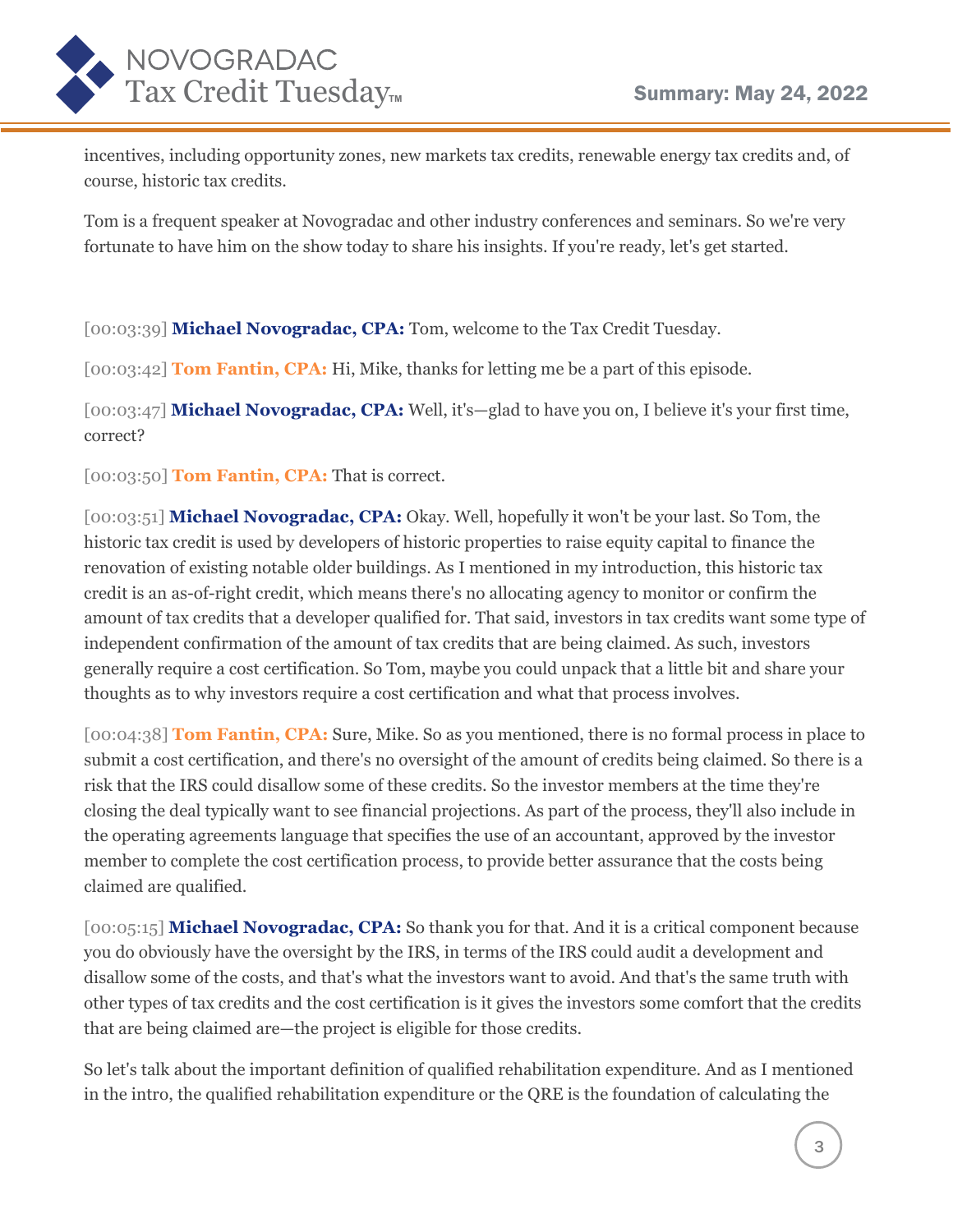incentives, including opportunity zones, new markets tax credits, renewable energy tax credits and, of course, historic tax credits.

Tom is a frequent speaker at Novogradac and other industry conferences and seminars. So we're very fortunate to have him on the show today to share his insights. If you're ready, let's get started.

[00:03:39] **Michael Novogradac, CPA:** Tom, welcome to the Tax Credit Tuesday.

[00:03:42] **Tom Fantin, CPA:** Hi, Mike, thanks for letting me be a part of this episode.

[00:03:47] **Michael Novogradac, CPA:** Well, it's—glad to have you on, I believe it's your first time, correct?

[00:03:50] **Tom Fantin, CPA:** That is correct.

[00:03:51] **Michael Novogradac, CPA:** Okay. Well, hopefully it won't be your last. So Tom, the historic tax credit is used by developers of historic properties to raise equity capital to finance the renovation of existing notable older buildings. As I mentioned in my introduction, this historic tax credit is an as-of-right credit, which means there's no allocating agency to monitor or confirm the amount of tax credits that a developer qualified for. That said, investors in tax credits want some type of independent confirmation of the amount of tax credits that are being claimed. As such, investors generally require a cost certification. So Tom, maybe you could unpack that a little bit and share your thoughts as to why investors require a cost certification and what that process involves.

[00:04:38] **Tom Fantin, CPA:** Sure, Mike. So as you mentioned, there is no formal process in place to submit a cost certification, and there's no oversight of the amount of credits being claimed. So there is a risk that the IRS could disallow some of these credits. So the investor members at the time they're closing the deal typically want to see financial projections. As part of the process, they'll also include in the operating agreements language that specifies the use of an accountant, approved by the investor member to complete the cost certification process, to provide better assurance that the costs being claimed are qualified.

[00:05:15] **Michael Novogradac, CPA:** So thank you for that. And it is a critical component because you do obviously have the oversight by the IRS, in terms of the IRS could audit a development and disallow some of the costs, and that's what the investors want to avoid. And that's the same truth with other types of tax credits and the cost certification is it gives the investors some comfort that the credits that are being claimed are—the project is eligible for those credits.

So let's talk about the important definition of qualified rehabilitation expenditure. And as I mentioned in the intro, the qualified rehabilitation expenditure or the QRE is the foundation of calculating the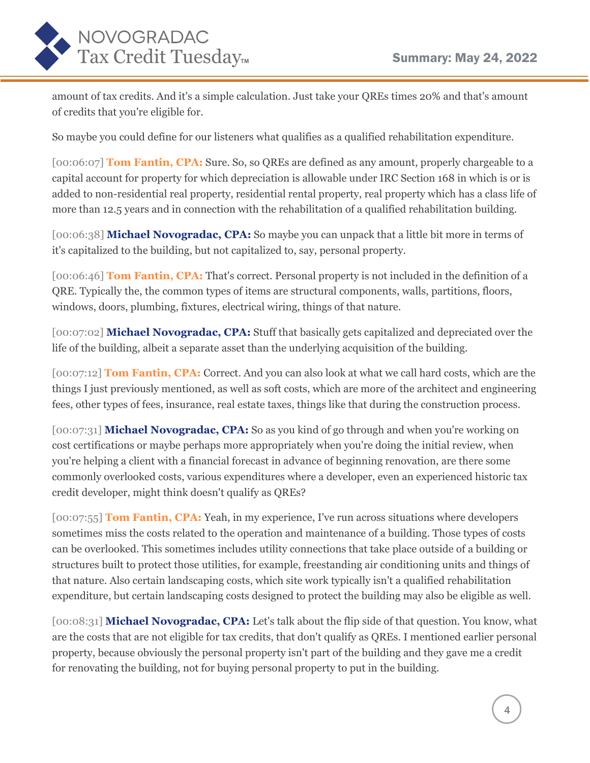amount of tax credits. And it's a simple calculation. Just take your QREs times 20% and that's amount of credits that you're eligible for.

So maybe you could define for our listeners what qualifies as a qualified rehabilitation expenditure.

[00:06:07] **Tom Fantin, CPA:** Sure. So, so QREs are defined as any amount, properly chargeable to a capital account for property for which depreciation is allowable under IRC Section 168 in which is or is added to non-residential real property, residential rental property, real property which has a class life of more than 12.5 years and in connection with the rehabilitation of a qualified rehabilitation building.

[00:06:38] **Michael Novogradac, CPA:** So maybe you can unpack that a little bit more in terms of it's capitalized to the building, but not capitalized to, say, personal property.

[00:06:46] **Tom Fantin, CPA:** That's correct. Personal property is not included in the definition of a QRE. Typically the, the common types of items are structural components, walls, partitions, floors, windows, doors, plumbing, fixtures, electrical wiring, things of that nature.

[00:07:02] **Michael Novogradac, CPA:** Stuff that basically gets capitalized and depreciated over the life of the building, albeit a separate asset than the underlying acquisition of the building.

[00:07:12] **Tom Fantin, CPA:** Correct. And you can also look at what we call hard costs, which are the things I just previously mentioned, as well as soft costs, which are more of the architect and engineering fees, other types of fees, insurance, real estate taxes, things like that during the construction process.

[00:07:31] **Michael Novogradac, CPA:** So as you kind of go through and when you're working on cost certifications or maybe perhaps more appropriately when you're doing the initial review, when you're helping a client with a financial forecast in advance of beginning renovation, are there some commonly overlooked costs, various expenditures where a developer, even an experienced historic tax credit developer, might think doesn't qualify as QREs?

[00:07:55] **Tom Fantin, CPA:** Yeah, in my experience, I've run across situations where developers sometimes miss the costs related to the operation and maintenance of a building. Those types of costs can be overlooked. This sometimes includes utility connections that take place outside of a building or structures built to protect those utilities, for example, freestanding air conditioning units and things of that nature. Also certain landscaping costs, which site work typically isn't a qualified rehabilitation expenditure, but certain landscaping costs designed to protect the building may also be eligible as well.

[00:08:31] **Michael Novogradac, CPA:** Let's talk about the flip side of that question. You know, what are the costs that are not eligible for tax credits, that don't qualify as QREs. I mentioned earlier personal property, because obviously the personal property isn't part of the building and they gave me a credit for renovating the building, not for buying personal property to put in the building.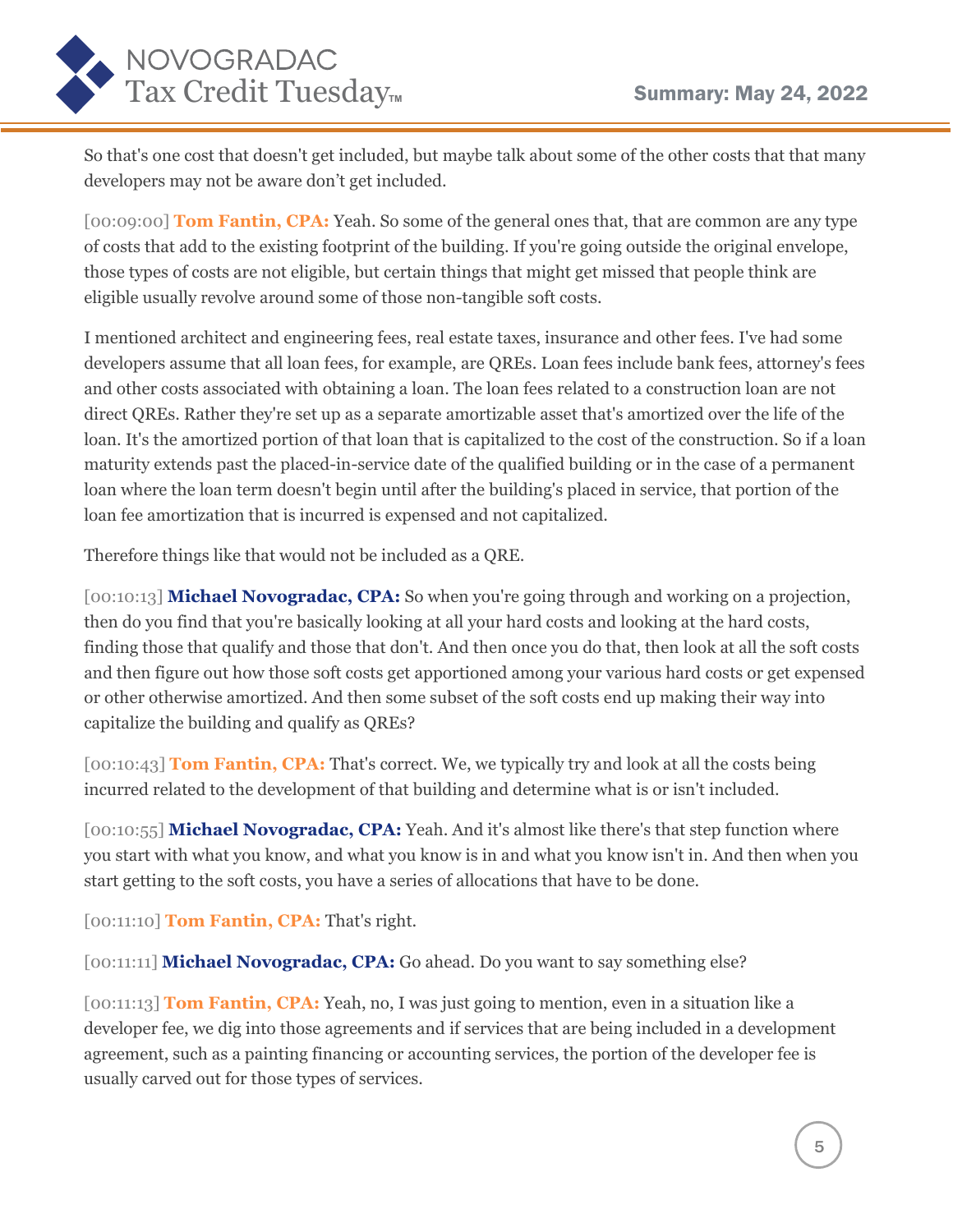So that's one cost that doesn't get included, but maybe talk about some of the other costs that that many developers may not be aware don't get included.

[00:09:00] **Tom Fantin, CPA:** Yeah. So some of the general ones that, that are common are any type of costs that add to the existing footprint of the building. If you're going outside the original envelope, those types of costs are not eligible, but certain things that might get missed that people think are eligible usually revolve around some of those non-tangible soft costs.

I mentioned architect and engineering fees, real estate taxes, insurance and other fees. I've had some developers assume that all loan fees, for example, are QREs. Loan fees include bank fees, attorney's fees and other costs associated with obtaining a loan. The loan fees related to a construction loan are not direct QREs. Rather they're set up as a separate amortizable asset that's amortized over the life of the loan. It's the amortized portion of that loan that is capitalized to the cost of the construction. So if a loan maturity extends past the placed-in-service date of the qualified building or in the case of a permanent loan where the loan term doesn't begin until after the building's placed in service, that portion of the loan fee amortization that is incurred is expensed and not capitalized.

Therefore things like that would not be included as a QRE.

[00:10:13] **Michael Novogradac, CPA:** So when you're going through and working on a projection, then do you find that you're basically looking at all your hard costs and looking at the hard costs, finding those that qualify and those that don't. And then once you do that, then look at all the soft costs and then figure out how those soft costs get apportioned among your various hard costs or get expensed or other otherwise amortized. And then some subset of the soft costs end up making their way into capitalize the building and qualify as QREs?

[00:10:43] **Tom Fantin, CPA:** That's correct. We, we typically try and look at all the costs being incurred related to the development of that building and determine what is or isn't included.

[00:10:55] **Michael Novogradac, CPA:** Yeah. And it's almost like there's that step function where you start with what you know, and what you know is in and what you know isn't in. And then when you start getting to the soft costs, you have a series of allocations that have to be done.

[00:11:10] **Tom Fantin, CPA:** That's right.

[00:11:11] **Michael Novogradac, CPA:** Go ahead. Do you want to say something else?

[00:11:13] **Tom Fantin, CPA:** Yeah, no, I was just going to mention, even in a situation like a developer fee, we dig into those agreements and if services that are being included in a development agreement, such as a painting financing or accounting services, the portion of the developer fee is usually carved out for those types of services.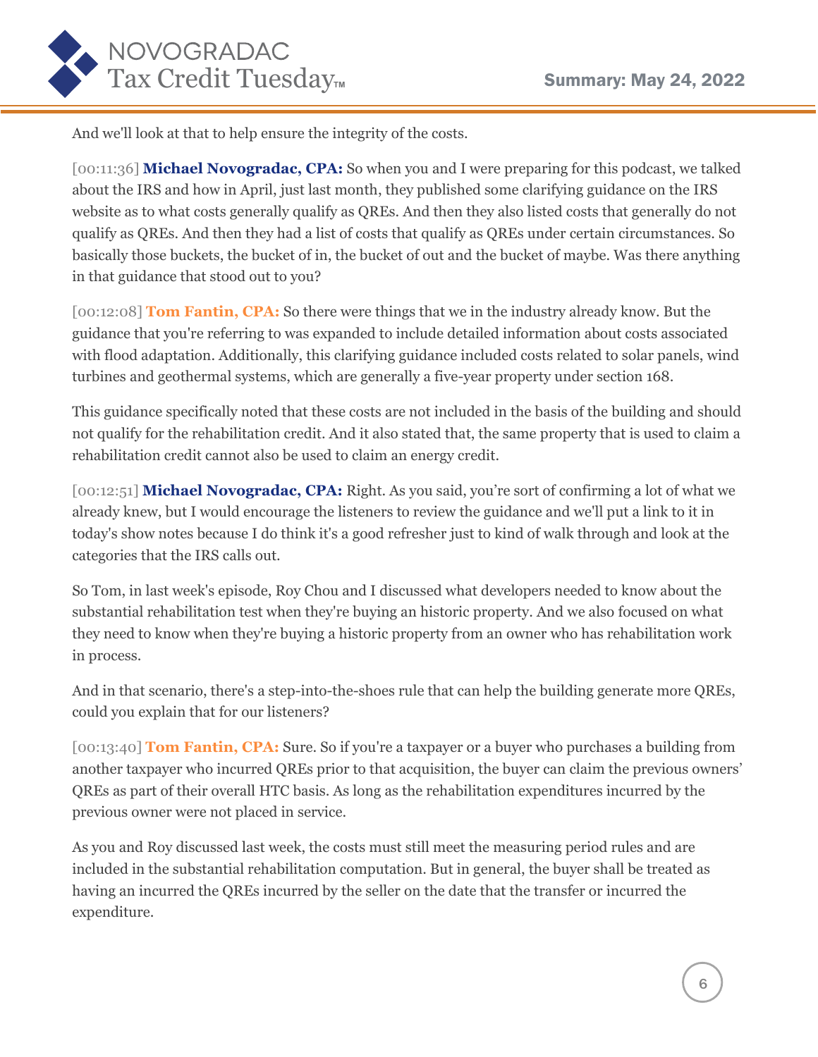And we'll look at that to help ensure the integrity of the costs.

[00:11:36] **Michael Novogradac, CPA:** So when you and I were preparing for this podcast, we talked about the IRS and how in April, just last month, they published some clarifying guidance on the IRS website as to what costs generally qualify as QREs. And then they also listed costs that generally do not qualify as QREs. And then they had a list of costs that qualify as QREs under certain circumstances. So basically those buckets, the bucket of in, the bucket of out and the bucket of maybe. Was there anything in that guidance that stood out to you?

[00:12:08] **Tom Fantin, CPA:** So there were things that we in the industry already know. But the guidance that you're referring to was expanded to include detailed information about costs associated with flood adaptation. Additionally, this clarifying guidance included costs related to solar panels, wind turbines and geothermal systems, which are generally a five-year property under section 168.

This guidance specifically noted that these costs are not included in the basis of the building and should not qualify for the rehabilitation credit. And it also stated that, the same property that is used to claim a rehabilitation credit cannot also be used to claim an energy credit.

[00:12:51] **Michael Novogradac, CPA:** Right. As you said, you're sort of confirming a lot of what we already knew, but I would encourage the listeners to review the guidance and we'll put a link to it in today's show notes because I do think it's a good refresher just to kind of walk through and look at the categories that the IRS calls out.

So Tom, in last week's episode, Roy Chou and I discussed what developers needed to know about the substantial rehabilitation test when they're buying an historic property. And we also focused on what they need to know when they're buying a historic property from an owner who has rehabilitation work in process.

And in that scenario, there's a step-into-the-shoes rule that can help the building generate more QREs, could you explain that for our listeners?

[00:13:40] **Tom Fantin, CPA:** Sure. So if you're a taxpayer or a buyer who purchases a building from another taxpayer who incurred QREs prior to that acquisition, the buyer can claim the previous owners' QREs as part of their overall HTC basis. As long as the rehabilitation expenditures incurred by the previous owner were not placed in service.

As you and Roy discussed last week, the costs must still meet the measuring period rules and are included in the substantial rehabilitation computation. But in general, the buyer shall be treated as having an incurred the QREs incurred by the seller on the date that the transfer or incurred the expenditure.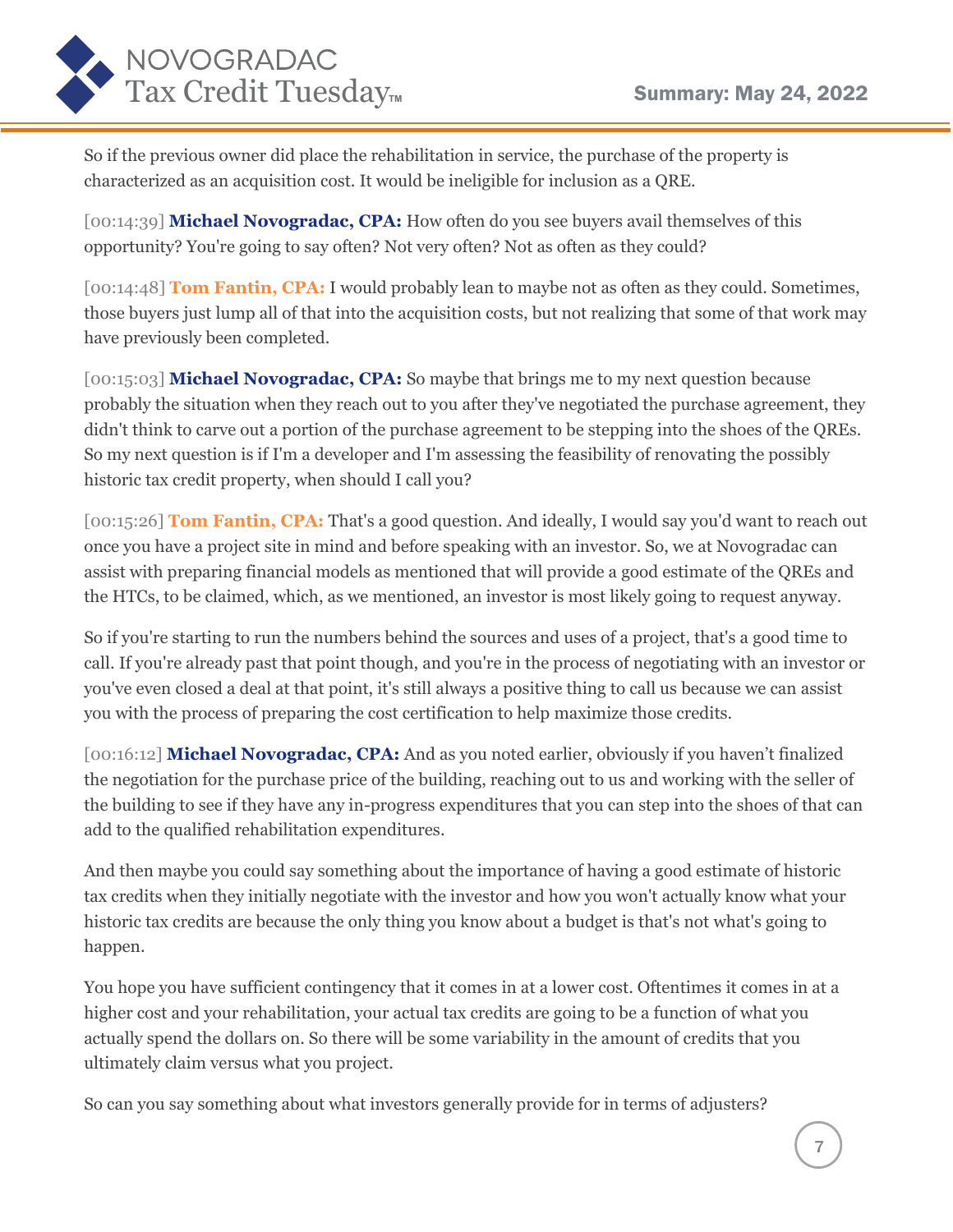So if the previous owner did place the rehabilitation in service, the purchase of the property is characterized as an acquisition cost. It would be ineligible for inclusion as a QRE.

[00:14:39] **Michael Novogradac, CPA:** How often do you see buyers avail themselves of this opportunity? You're going to say often? Not very often? Not as often as they could?

[00:14:48] **Tom Fantin, CPA:** I would probably lean to maybe not as often as they could. Sometimes, those buyers just lump all of that into the acquisition costs, but not realizing that some of that work may have previously been completed.

[00:15:03] **Michael Novogradac, CPA:** So maybe that brings me to my next question because probably the situation when they reach out to you after they've negotiated the purchase agreement, they didn't think to carve out a portion of the purchase agreement to be stepping into the shoes of the QREs. So my next question is if I'm a developer and I'm assessing the feasibility of renovating the possibly historic tax credit property, when should I call you?

[00:15:26] **Tom Fantin, CPA:** That's a good question. And ideally, I would say you'd want to reach out once you have a project site in mind and before speaking with an investor. So, we at Novogradac can assist with preparing financial models as mentioned that will provide a good estimate of the QREs and the HTCs, to be claimed, which, as we mentioned, an investor is most likely going to request anyway.

So if you're starting to run the numbers behind the sources and uses of a project, that's a good time to call. If you're already past that point though, and you're in the process of negotiating with an investor or you've even closed a deal at that point, it's still always a positive thing to call us because we can assist you with the process of preparing the cost certification to help maximize those credits.

[00:16:12] **Michael Novogradac, CPA:** And as you noted earlier, obviously if you haven't finalized the negotiation for the purchase price of the building, reaching out to us and working with the seller of the building to see if they have any in-progress expenditures that you can step into the shoes of that can add to the qualified rehabilitation expenditures.

And then maybe you could say something about the importance of having a good estimate of historic tax credits when they initially negotiate with the investor and how you won't actually know what your historic tax credits are because the only thing you know about a budget is that's not what's going to happen.

You hope you have sufficient contingency that it comes in at a lower cost. Oftentimes it comes in at a higher cost and your rehabilitation, your actual tax credits are going to be a function of what you actually spend the dollars on. So there will be some variability in the amount of credits that you ultimately claim versus what you project.

So can you say something about what investors generally provide for in terms of adjusters?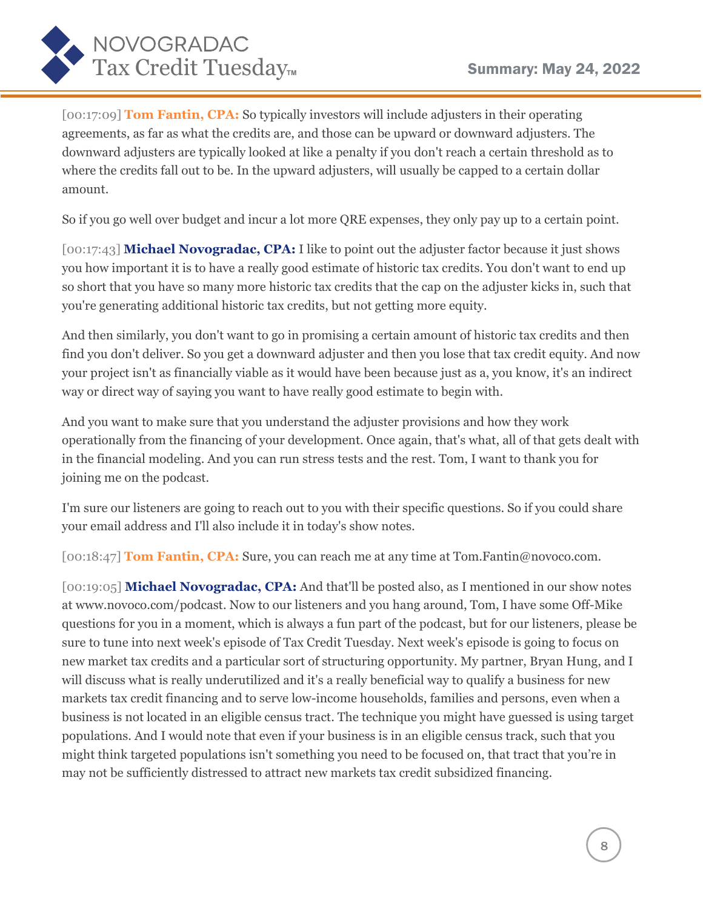[00:17:09] **Tom Fantin, CPA:** So typically investors will include adjusters in their operating agreements, as far as what the credits are, and those can be upward or downward adjusters. The downward adjusters are typically looked at like a penalty if you don't reach a certain threshold as to where the credits fall out to be. In the upward adjusters, will usually be capped to a certain dollar amount.

So if you go well over budget and incur a lot more QRE expenses, they only pay up to a certain point.

[00:17:43] **Michael Novogradac, CPA:** I like to point out the adjuster factor because it just shows you how important it is to have a really good estimate of historic tax credits. You don't want to end up so short that you have so many more historic tax credits that the cap on the adjuster kicks in, such that you're generating additional historic tax credits, but not getting more equity.

And then similarly, you don't want to go in promising a certain amount of historic tax credits and then find you don't deliver. So you get a downward adjuster and then you lose that tax credit equity. And now your project isn't as financially viable as it would have been because just as a, you know, it's an indirect way or direct way of saying you want to have really good estimate to begin with.

And you want to make sure that you understand the adjuster provisions and how they work operationally from the financing of your development. Once again, that's what, all of that gets dealt with in the financial modeling. And you can run stress tests and the rest. Tom, I want to thank you for joining me on the podcast.

I'm sure our listeners are going to reach out to you with their specific questions. So if you could share your email address and I'll also include it in today's show notes.

[00:18:47] **Tom Fantin, CPA:** Sure, you can reach me at any time at Tom.Fantin@novoco.com.

[00:19:05] **Michael Novogradac, CPA:** And that'll be posted also, as I mentioned in our show notes at www.novoco.com/podcast. Now to our listeners and you hang around, Tom, I have some Off-Mike questions for you in a moment, which is always a fun part of the podcast, but for our listeners, please be sure to tune into next week's episode of Tax Credit Tuesday. Next week's episode is going to focus on new market tax credits and a particular sort of structuring opportunity. My partner, Bryan Hung, and I will discuss what is really underutilized and it's a really beneficial way to qualify a business for new markets tax credit financing and to serve low-income households, families and persons, even when a business is not located in an eligible census tract. The technique you might have guessed is using target populations. And I would note that even if your business is in an eligible census track, such that you might think targeted populations isn't something you need to be focused on, that tract that you're in may not be sufficiently distressed to attract new markets tax credit subsidized financing.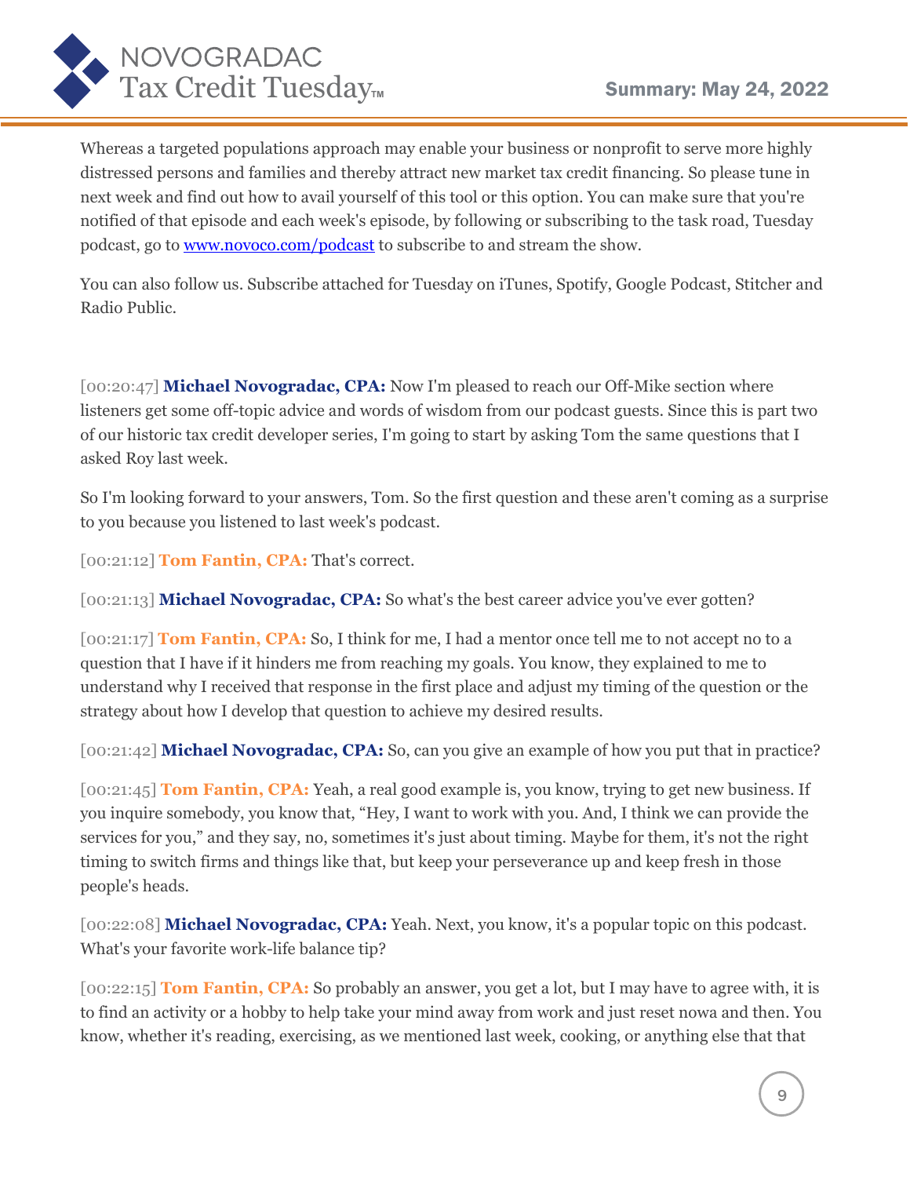Whereas a targeted populations approach may enable your business or nonprofit to serve more highly distressed persons and families and thereby attract new market tax credit financing. So please tune in next week and find out how to avail yourself of this tool or this option. You can make sure that you're notified of that episode and each week's episode, by following or subscribing to the task road, Tuesday podcast, go to [www.novoco.com/podcast](www.novoco.com/podcast) to subscribe to and stream the show.

You can also follow us. Subscribe attached for Tuesday on iTunes, Spotify, Google Podcast, Stitcher and Radio Public.

[00:20:47] **Michael Novogradac, CPA:** Now I'm pleased to reach our Off-Mike section where listeners get some off-topic advice and words of wisdom from our podcast guests. Since this is part two of our historic tax credit developer series, I'm going to start by asking Tom the same questions that I asked Roy last week.

So I'm looking forward to your answers, Tom. So the first question and these aren't coming as a surprise to you because you listened to last week's podcast.

[00:21:12] **Tom Fantin, CPA:** That's correct.

[00:21:13] **Michael Novogradac, CPA:** So what's the best career advice you've ever gotten?

[00:21:17] **Tom Fantin, CPA:** So, I think for me, I had a mentor once tell me to not accept no to a question that I have if it hinders me from reaching my goals. You know, they explained to me to understand why I received that response in the first place and adjust my timing of the question or the strategy about how I develop that question to achieve my desired results.

[00:21:42] **Michael Novogradac, CPA:** So, can you give an example of how you put that in practice?

[00:21:45] **Tom Fantin, CPA:** Yeah, a real good example is, you know, trying to get new business. If you inquire somebody, you know that, "Hey, I want to work with you. And, I think we can provide the services for you," and they say, no, sometimes it's just about timing. Maybe for them, it's not the right timing to switch firms and things like that, but keep your perseverance up and keep fresh in those people's heads.

[00:22:08] **Michael Novogradac, CPA:** Yeah. Next, you know, it's a popular topic on this podcast. What's your favorite work-life balance tip?

[00:22:15] **Tom Fantin, CPA:** So probably an answer, you get a lot, but I may have to agree with, it is to find an activity or a hobby to help take your mind away from work and just reset nowa and then. You know, whether it's reading, exercising, as we mentioned last week, cooking, or anything else that that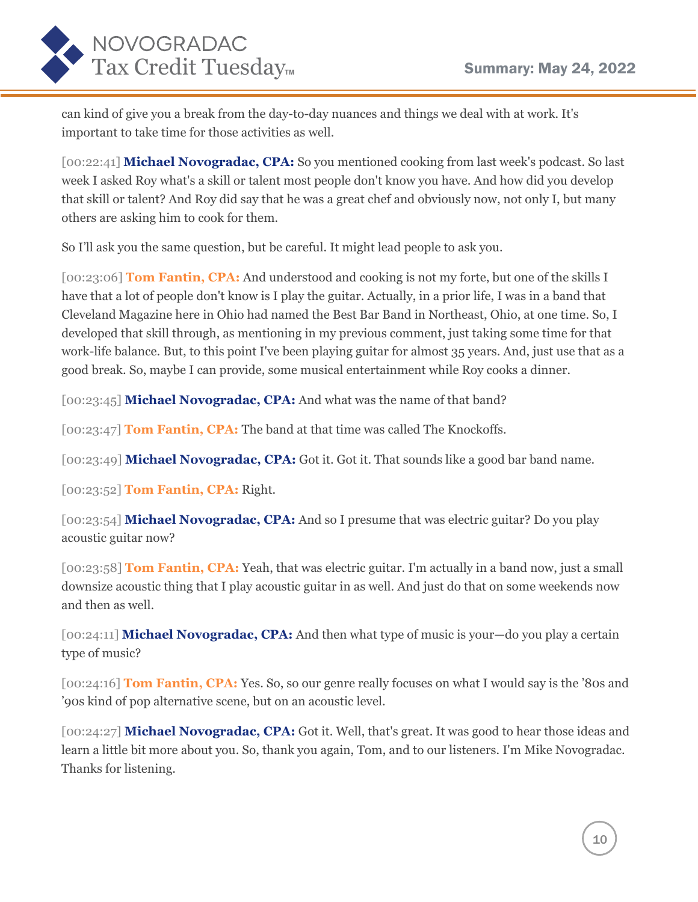can kind of give you a break from the day-to-day nuances and things we deal with at work. It's important to take time for those activities as well.

[00:22:41] **Michael Novogradac, CPA:** So you mentioned cooking from last week's podcast. So last week I asked Roy what's a skill or talent most people don't know you have. And how did you develop that skill or talent? And Roy did say that he was a great chef and obviously now, not only I, but many others are asking him to cook for them.

So I'll ask you the same question, but be careful. It might lead people to ask you.

[00:23:06] **Tom Fantin, CPA:** And understood and cooking is not my forte, but one of the skills I have that a lot of people don't know is I play the guitar. Actually, in a prior life, I was in a band that Cleveland Magazine here in Ohio had named the Best Bar Band in Northeast, Ohio, at one time. So, I developed that skill through, as mentioning in my previous comment, just taking some time for that work-life balance. But, to this point I've been playing guitar for almost 35 years. And, just use that as a good break. So, maybe I can provide, some musical entertainment while Roy cooks a dinner.

[00:23:45] **Michael Novogradac, CPA:** And what was the name of that band?

[00:23:47] **Tom Fantin, CPA:** The band at that time was called The Knockoffs.

[00:23:49] **Michael Novogradac, CPA:** Got it. Got it. That sounds like a good bar band name.

[00:23:52] **Tom Fantin, CPA:** Right.

[00:23:54] **Michael Novogradac, CPA:** And so I presume that was electric guitar? Do you play acoustic guitar now?

[00:23:58] **Tom Fantin, CPA:** Yeah, that was electric guitar. I'm actually in a band now, just a small downsize acoustic thing that I play acoustic guitar in as well. And just do that on some weekends now and then as well.

[00:24:11] **Michael Novogradac, CPA:** And then what type of music is your—do you play a certain type of music?

[00:24:16] **Tom Fantin, CPA:** Yes. So, so our genre really focuses on what I would say is the '80s and '90s kind of pop alternative scene, but on an acoustic level.

[00:24:27] **Michael Novogradac, CPA:** Got it. Well, that's great. It was good to hear those ideas and learn a little bit more about you. So, thank you again, Tom, and to our listeners. I'm Mike Novogradac. Thanks for listening.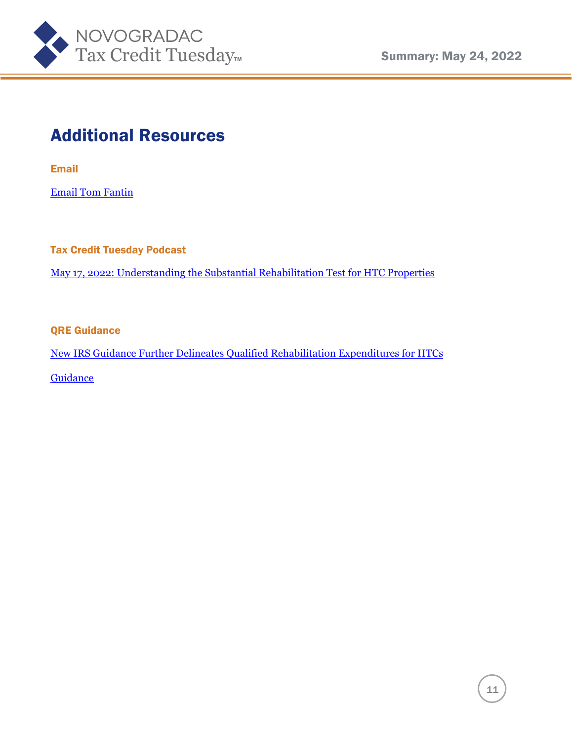## Additional Resources

### Email

Email Tom Fantin

### Tax Credit Tuesday Podcast

May 17, 2022: Understanding the Substantial Rehabilitation Test for HTC Properties

### QRE Guidance

New IRS Guidance Further Delineates Qualified Rehabilitation Expenditures for HTCs

Guidance